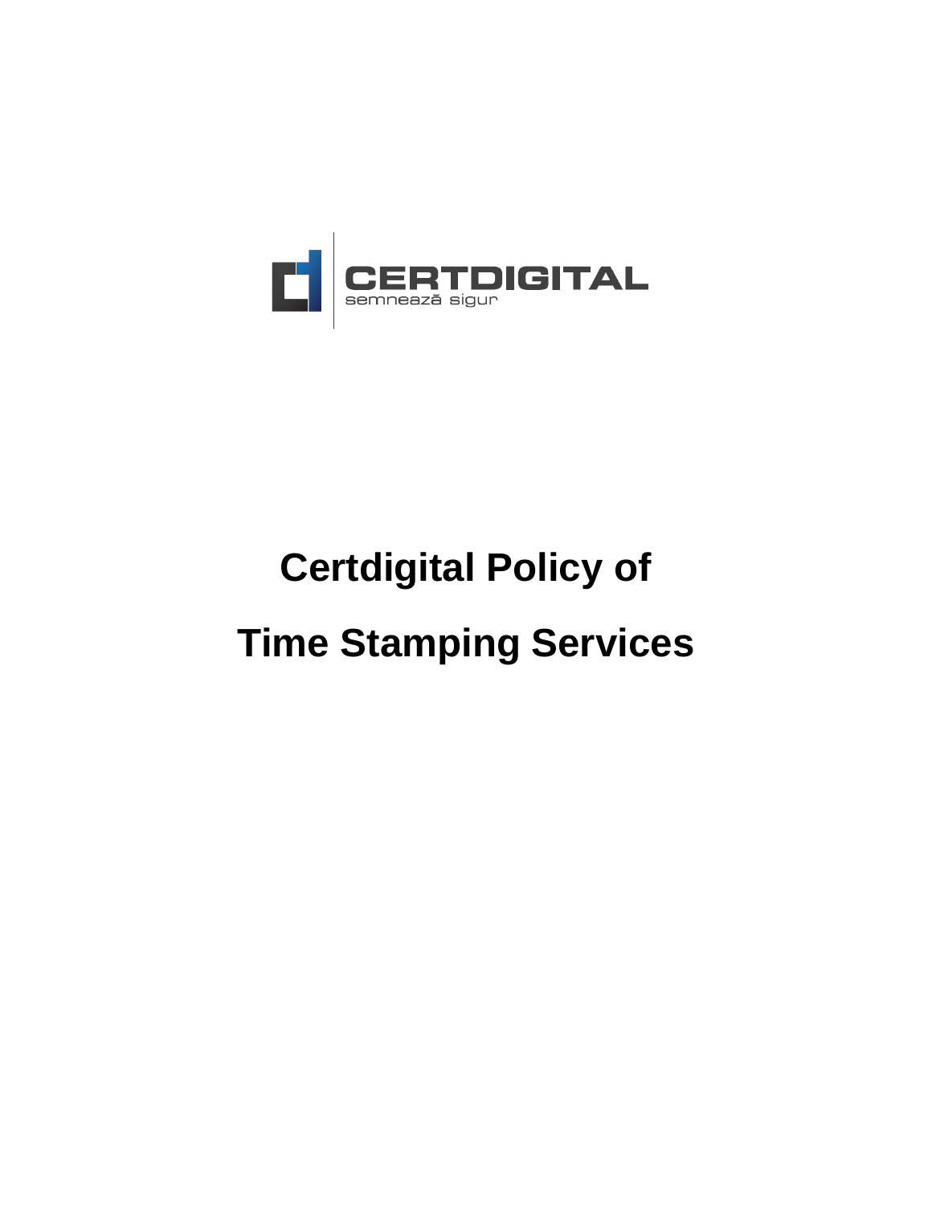CERTDIGITAL
semnează sigur

# Certdigital Policy of Time Stamping Services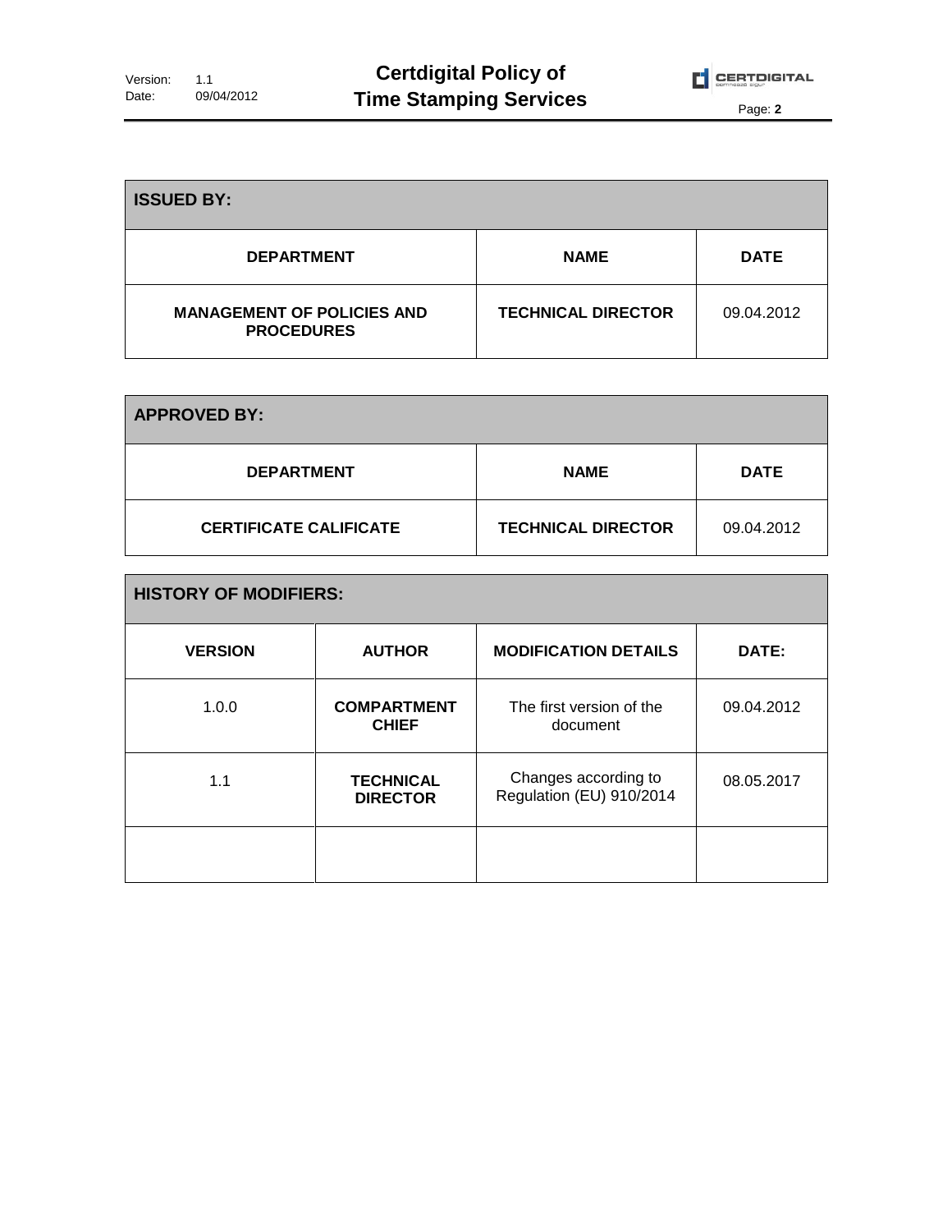| ISSUED BY: | | |
|---|---|---|
| **DEPARTMENT** | **NAME** | **DATE** |
| **MANAGEMENT OF POLICIES AND PROCEDURES** | **TECHNICAL DIRECTOR** | 09.04.2012 |

| APPROVED BY: | | |
|---|---|---|
| **DEPARTMENT** | **NAME** | **DATE** |
| **CERTIFICATE CALIFICATE** | **TECHNICAL DIRECTOR** | 09.04.2012 |

| HISTORY OF MODIFIERS: | | | |
|---|---|---|---|
| **VERSION** | **AUTHOR** | **MODIFICATION DETAILS** | **DATE:** |
| 1.0.0 | **COMPARTMENT CHIEF** | The first version of the document | 09.04.2012 |
| 1.1 | **TECHNICAL DIRECTOR** | Changes according to Regulation (EU) 910/2014 | 08.05.2017 |
| | | | |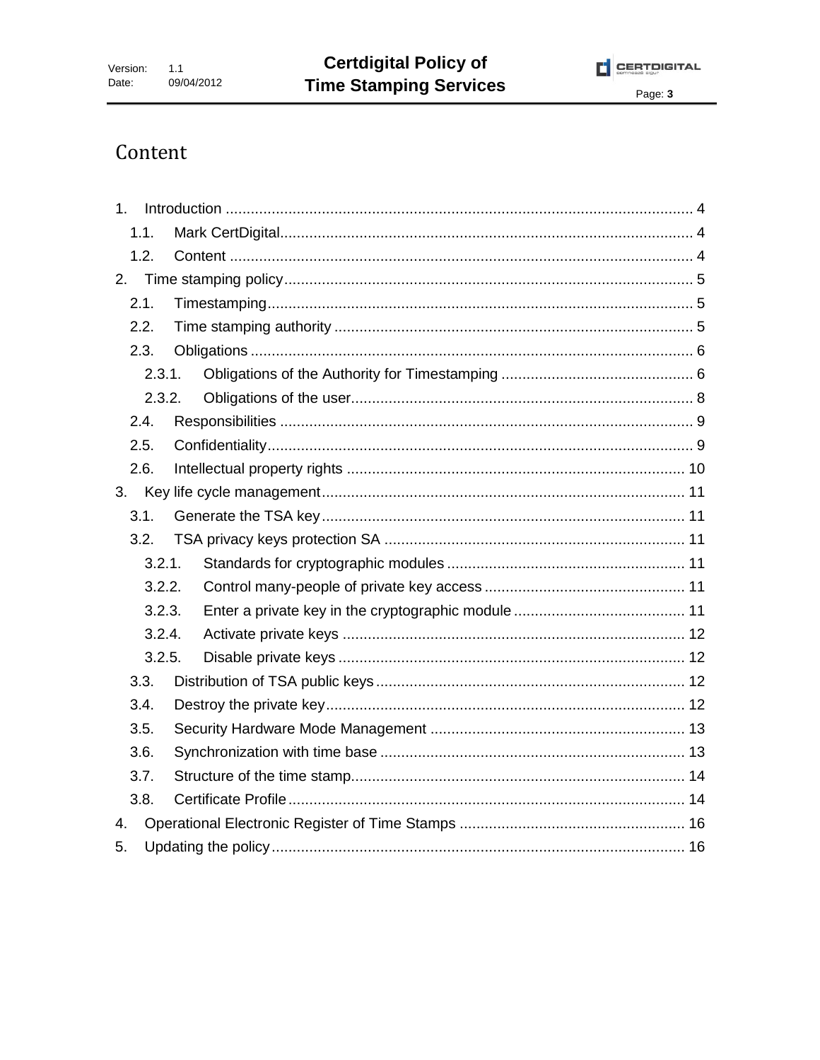# Content

1. Introduction ... 4
   1.1. Mark CertDigital... 4
   1.2. Content ... 4
2. Time stamping policy... 5
   2.1. Timestamping... 5
   2.2. Time stamping authority ... 5
   2.3. Obligations ... 6
      2.3.1. Obligations of the Authority for Timestamping ... 6
      2.3.2. Obligations of the user... 8
   2.4. Responsibilities ... 9
   2.5. Confidentiality... 9
   2.6. Intellectual property rights ... 10
3. Key life cycle management... 11
   3.1. Generate the TSA key... 11
   3.2. TSA privacy keys protection SA ... 11
      3.2.1. Standards for cryptographic modules ... 11
      3.2.2. Control many-people of private key access ... 11
      3.2.3. Enter a private key in the cryptographic module ... 11
      3.2.4. Activate private keys ... 12
      3.2.5. Disable private keys ... 12
   3.3. Distribution of TSA public keys ... 12
   3.4. Destroy the private key... 12
   3.5. Security Hardware Mode Management ... 13
   3.6. Synchronization with time base ... 13
   3.7. Structure of the time stamp... 14
   3.8. Certificate Profile ... 14
4. Operational Electronic Register of Time Stamps ... 16
5. Updating the policy... 16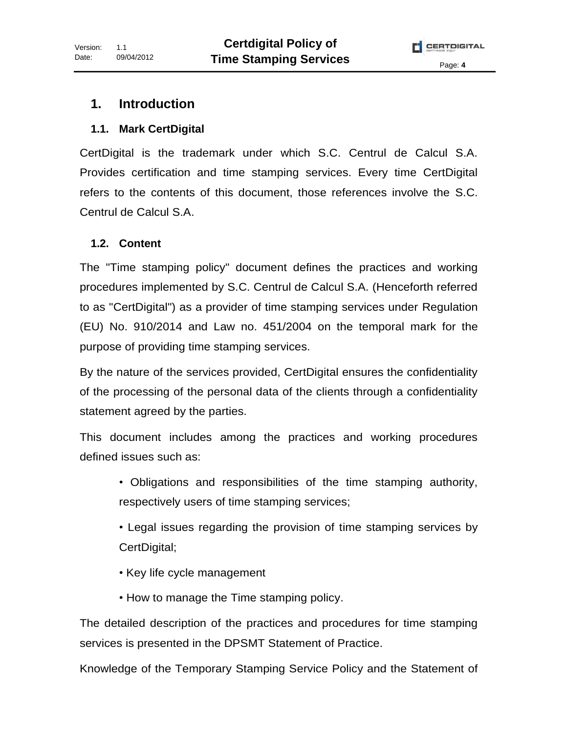# 1. Introduction

## 1.1. Mark CertDigital

CertDigital is the trademark under which S.C. Centrul de Calcul S.A. Provides certification and time stamping services. Every time CertDigital refers to the contents of this document, those references involve the S.C. Centrul de Calcul S.A.

## 1.2. Content

The "Time stamping policy" document defines the practices and working procedures implemented by S.C. Centrul de Calcul S.A. (Henceforth referred to as "CertDigital") as a provider of time stamping services under Regulation (EU) No. 910/2014 and Law no. 451/2004 on the temporal mark for the purpose of providing time stamping services.

By the nature of the services provided, CertDigital ensures the confidentiality of the processing of the personal data of the clients through a confidentiality statement agreed by the parties.

This document includes among the practices and working procedures defined issues such as:

- Obligations and responsibilities of the time stamping authority, respectively users of time stamping services;
- Legal issues regarding the provision of time stamping services by CertDigital;
- Key life cycle management
- How to manage the Time stamping policy.

The detailed description of the practices and procedures for time stamping services is presented in the DPSMT Statement of Practice.

Knowledge of the Temporary Stamping Service Policy and the Statement of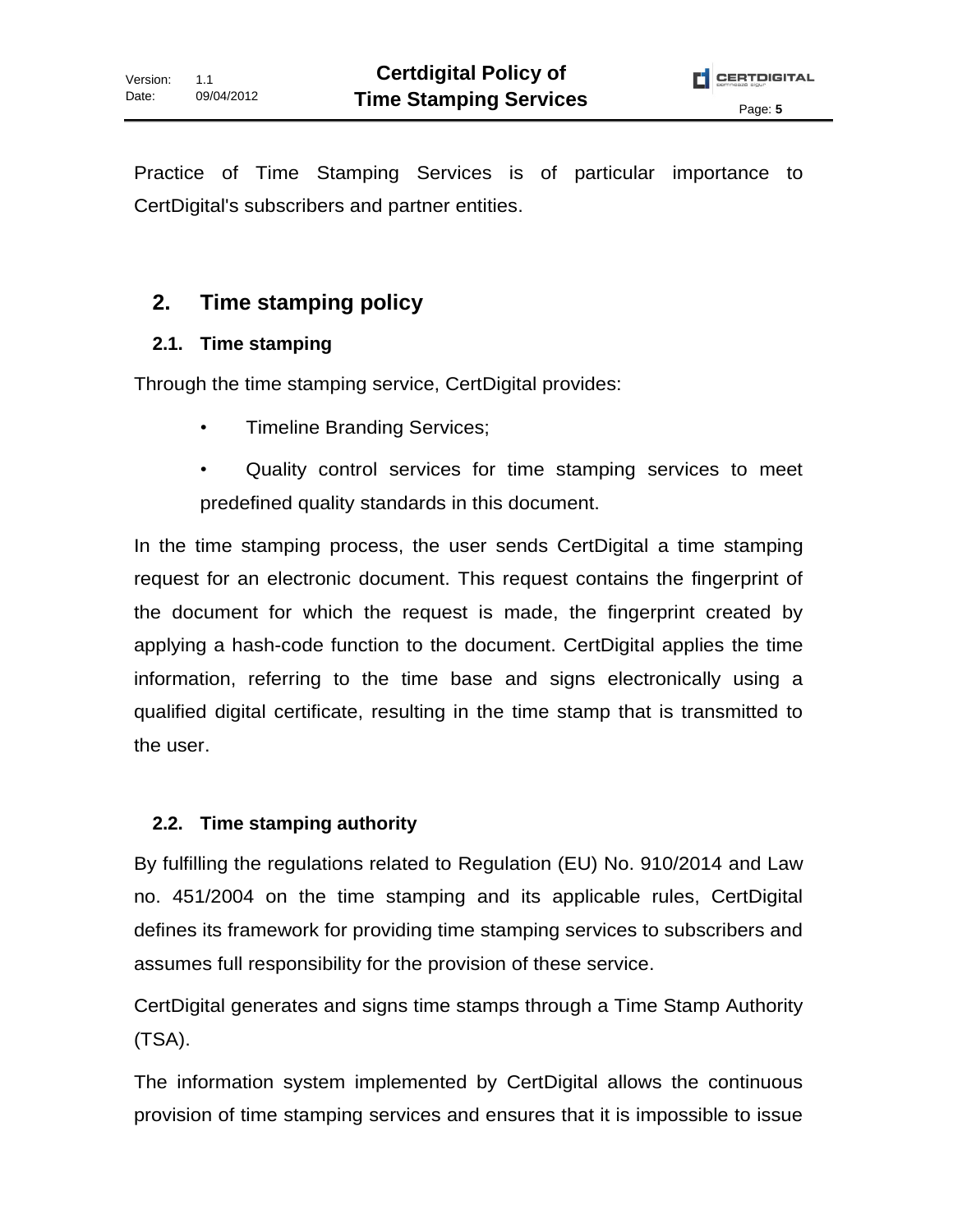Practice of Time Stamping Services is of particular importance to CertDigital's subscribers and partner entities.

## 2. Time stamping policy

### 2.1. Time stamping

Through the time stamping service, CertDigital provides:

- Timeline Branding Services;
- Quality control services for time stamping services to meet predefined quality standards in this document.

In the time stamping process, the user sends CertDigital a time stamping request for an electronic document. This request contains the fingerprint of the document for which the request is made, the fingerprint created by applying a hash-code function to the document. CertDigital applies the time information, referring to the time base and signs electronically using a qualified digital certificate, resulting in the time stamp that is transmitted to the user.

### 2.2. Time stamping authority

By fulfilling the regulations related to Regulation (EU) No. 910/2014 and Law no. 451/2004 on the time stamping and its applicable rules, CertDigital defines its framework for providing time stamping services to subscribers and assumes full responsibility for the provision of these service.

CertDigital generates and signs time stamps through a Time Stamp Authority (TSA).

The information system implemented by CertDigital allows the continuous provision of time stamping services and ensures that it is impossible to issue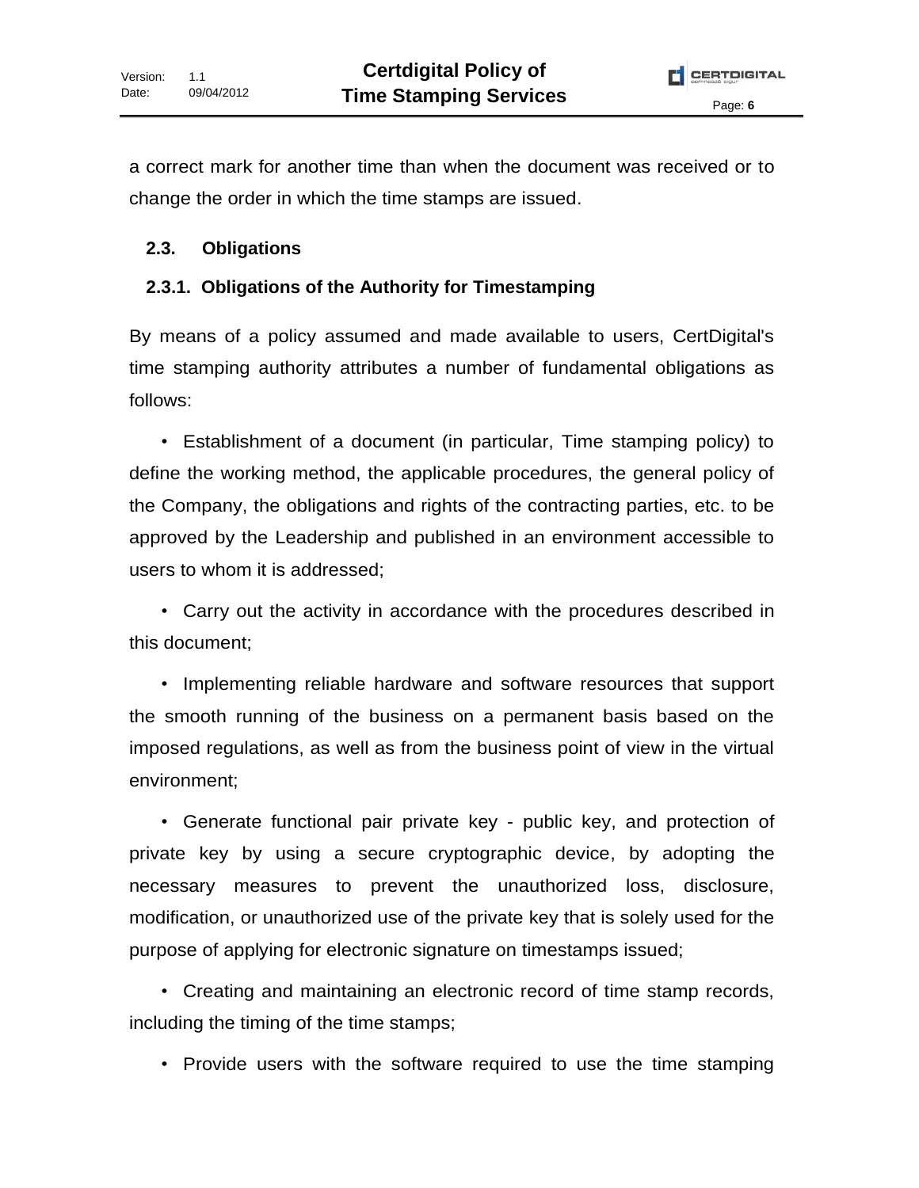a correct mark for another time than when the document was received or to change the order in which the time stamps are issued.

## 2.3. Obligations

### 2.3.1. Obligations of the Authority for Timestamping

By means of a policy assumed and made available to users, CertDigital's time stamping authority attributes a number of fundamental obligations as follows:

- Establishment of a document (in particular, Time stamping policy) to define the working method, the applicable procedures, the general policy of the Company, the obligations and rights of the contracting parties, etc. to be approved by the Leadership and published in an environment accessible to users to whom it is addressed;
- Carry out the activity in accordance with the procedures described in this document;
- Implementing reliable hardware and software resources that support the smooth running of the business on a permanent basis based on the imposed regulations, as well as from the business point of view in the virtual environment;
- Generate functional pair private key - public key, and protection of private key by using a secure cryptographic device, by adopting the necessary measures to prevent the unauthorized loss, disclosure, modification, or unauthorized use of the private key that is solely used for the purpose of applying for electronic signature on timestamps issued;
- Creating and maintaining an electronic record of time stamp records, including the timing of the time stamps;
- Provide users with the software required to use the time stamping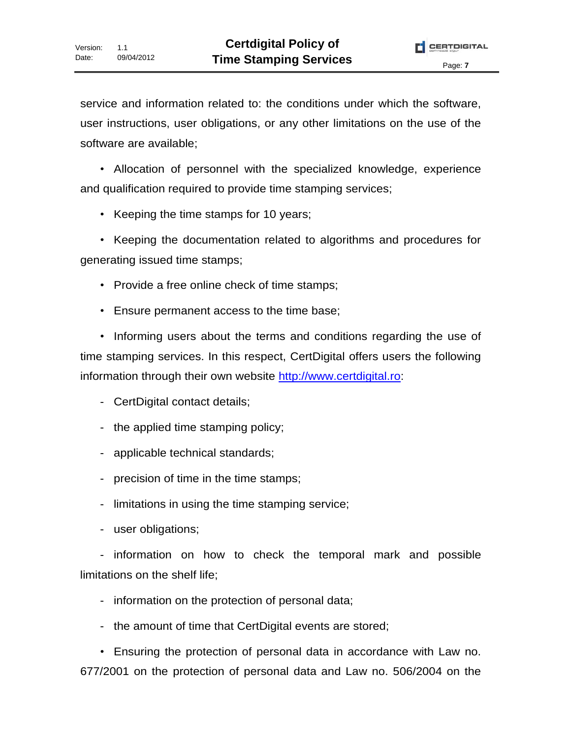service and information related to: the conditions under which the software, user instructions, user obligations, or any other limitations on the use of the software are available;

- Allocation of personnel with the specialized knowledge, experience and qualification required to provide time stamping services;
- Keeping the time stamps for 10 years;
- Keeping the documentation related to algorithms and procedures for generating issued time stamps;
- Provide a free online check of time stamps;
- Ensure permanent access to the time base;
- Informing users about the terms and conditions regarding the use of time stamping services. In this respect, CertDigital offers users the following information through their own website [http://www.certdigital.ro](http://www.certdigital.ro):
  - CertDigital contact details;
  - the applied time stamping policy;
  - applicable technical standards;
  - precision of time in the time stamps;
  - limitations in using the time stamping service;
  - user obligations;
  - information on how to check the temporal mark and possible limitations on the shelf life;
  - information on the protection of personal data;
  - the amount of time that CertDigital events are stored;
- Ensuring the protection of personal data in accordance with Law no. 677/2001 on the protection of personal data and Law no. 506/2004 on the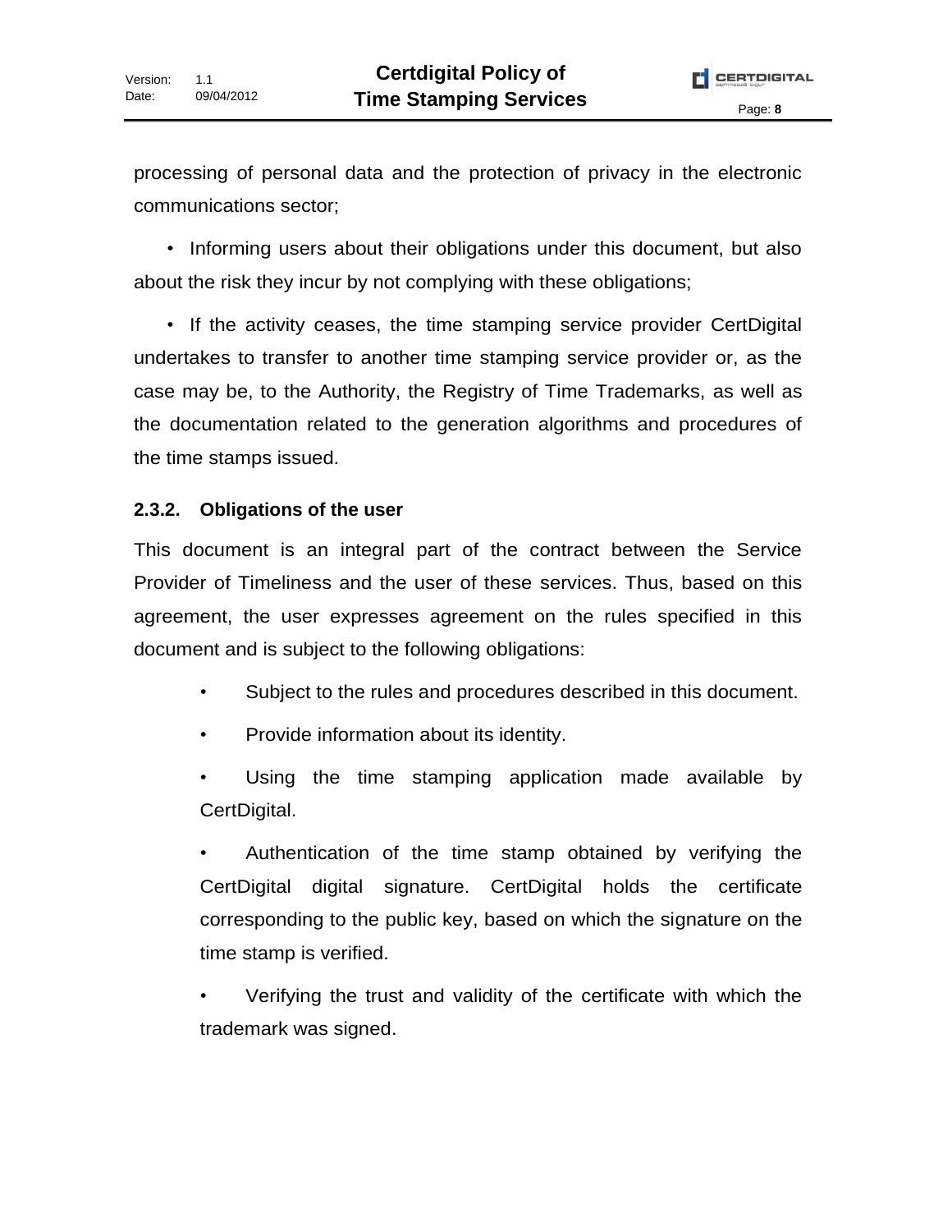processing of personal data and the protection of privacy in the electronic communications sector;

- Informing users about their obligations under this document, but also about the risk they incur by not complying with these obligations;
- If the activity ceases, the time stamping service provider CertDigital undertakes to transfer to another time stamping service provider or, as the case may be, to the Authority, the Registry of Time Trademarks, as well as the documentation related to the generation algorithms and procedures of the time stamps issued.

### 2.3.2. Obligations of the user

This document is an integral part of the contract between the Service Provider of Timeliness and the user of these services. Thus, based on this agreement, the user expresses agreement on the rules specified in this document and is subject to the following obligations:

- Subject to the rules and procedures described in this document.
- Provide information about its identity.
- Using the time stamping application made available by CertDigital.
- Authentication of the time stamp obtained by verifying the CertDigital digital signature. CertDigital holds the certificate corresponding to the public key, based on which the signature on the time stamp is verified.
- Verifying the trust and validity of the certificate with which the trademark was signed.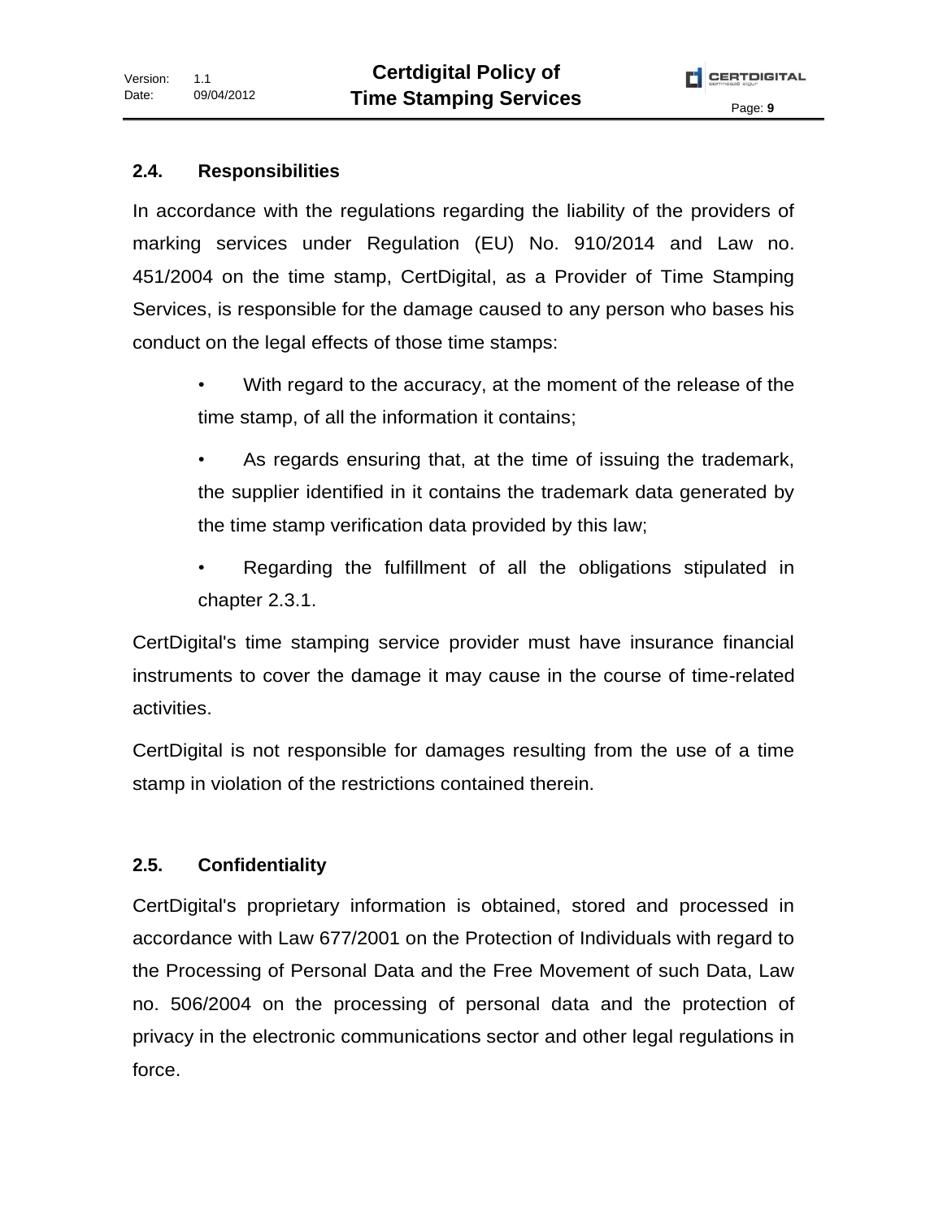## 2.4. Responsibilities

In accordance with the regulations regarding the liability of the providers of marking services under Regulation (EU) No. 910/2014 and Law no. 451/2004 on the time stamp, CertDigital, as a Provider of Time Stamping Services, is responsible for the damage caused to any person who bases his conduct on the legal effects of those time stamps:

- With regard to the accuracy, at the moment of the release of the time stamp, of all the information it contains;
- As regards ensuring that, at the time of issuing the trademark, the supplier identified in it contains the trademark data generated by the time stamp verification data provided by this law;
- Regarding the fulfillment of all the obligations stipulated in chapter 2.3.1.

CertDigital's time stamping service provider must have insurance financial instruments to cover the damage it may cause in the course of time-related activities.

CertDigital is not responsible for damages resulting from the use of a time stamp in violation of the restrictions contained therein.

## 2.5. Confidentiality

CertDigital's proprietary information is obtained, stored and processed in accordance with Law 677/2001 on the Protection of Individuals with regard to the Processing of Personal Data and the Free Movement of such Data, Law no. 506/2004 on the processing of personal data and the protection of privacy in the electronic communications sector and other legal regulations in force.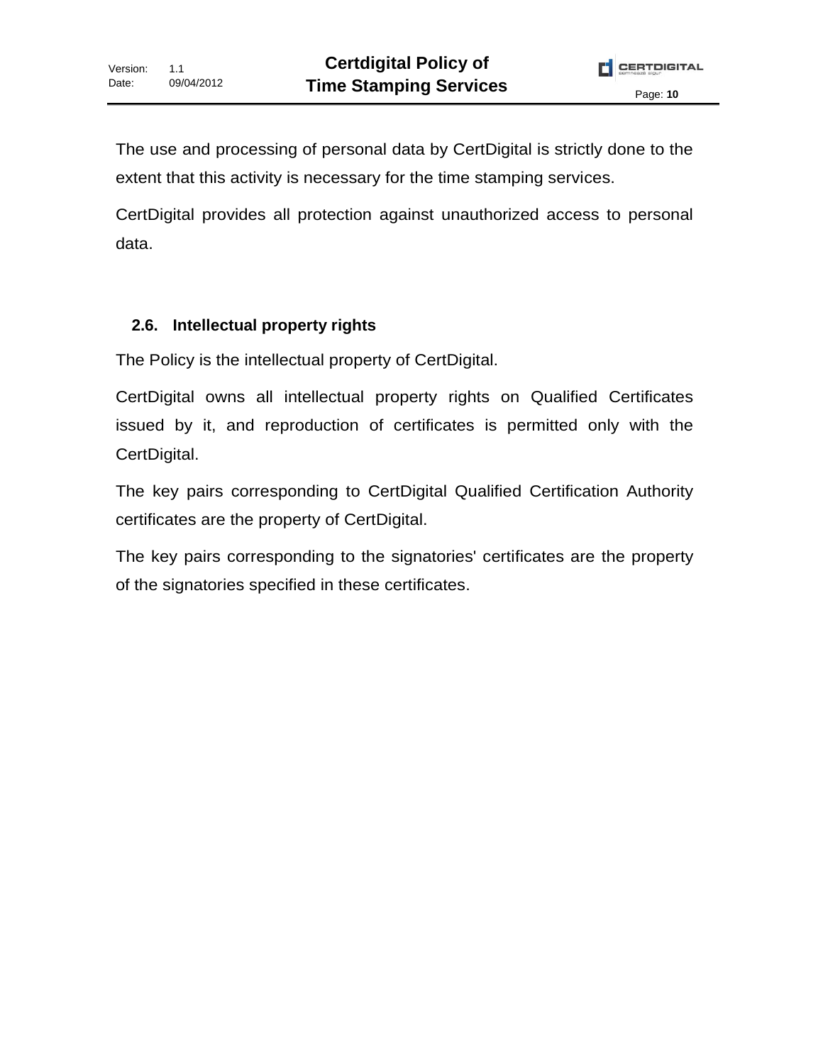The use and processing of personal data by CertDigital is strictly done to the extent that this activity is necessary for the time stamping services.

CertDigital provides all protection against unauthorized access to personal data.

## 2.6. Intellectual property rights

The Policy is the intellectual property of CertDigital.

CertDigital owns all intellectual property rights on Qualified Certificates issued by it, and reproduction of certificates is permitted only with the CertDigital.

The key pairs corresponding to CertDigital Qualified Certification Authority certificates are the property of CertDigital.

The key pairs corresponding to the signatories' certificates are the property of the signatories specified in these certificates.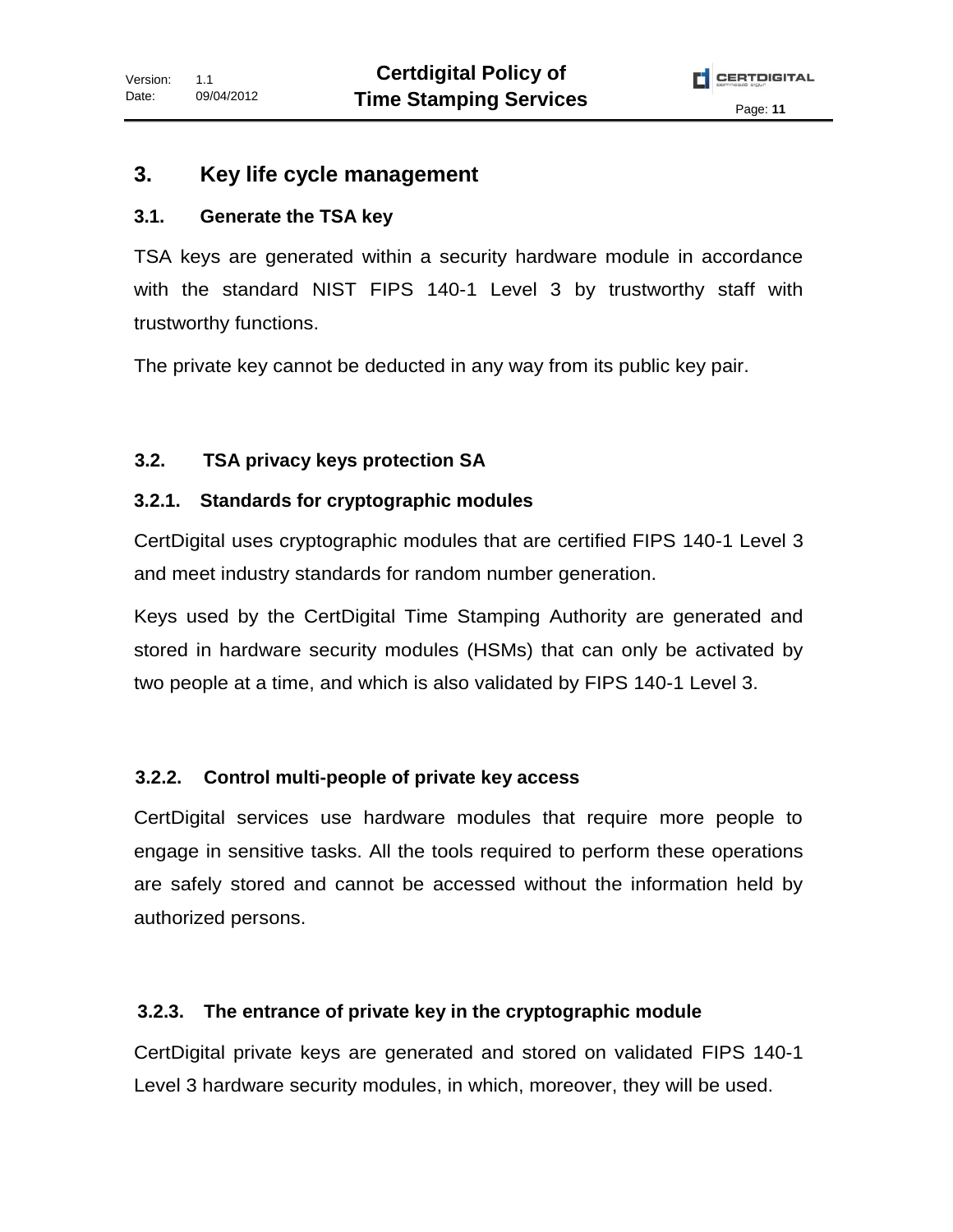# 3. Key life cycle management

## 3.1. Generate the TSA key

TSA keys are generated within a security hardware module in accordance with the standard NIST FIPS 140-1 Level 3 by trustworthy staff with trustworthy functions.

The private key cannot be deducted in any way from its public key pair.

## 3.2. TSA privacy keys protection SA

### 3.2.1. Standards for cryptographic modules

CertDigital uses cryptographic modules that are certified FIPS 140-1 Level 3 and meet industry standards for random number generation.

Keys used by the CertDigital Time Stamping Authority are generated and stored in hardware security modules (HSMs) that can only be activated by two people at a time, and which is also validated by FIPS 140-1 Level 3.

### 3.2.2. Control multi-people of private key access

CertDigital services use hardware modules that require more people to engage in sensitive tasks. All the tools required to perform these operations are safely stored and cannot be accessed without the information held by authorized persons.

### 3.2.3. The entrance of private key in the cryptographic module

CertDigital private keys are generated and stored on validated FIPS 140-1 Level 3 hardware security modules, in which, moreover, they will be used.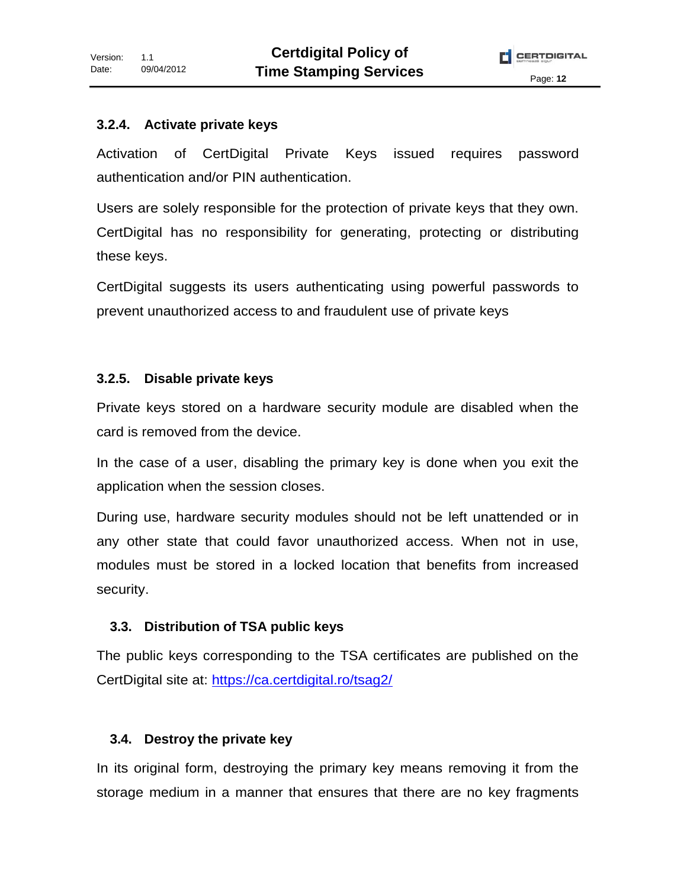### 3.2.4. Activate private keys

Activation of CertDigital Private Keys issued requires password authentication and/or PIN authentication.

Users are solely responsible for the protection of private keys that they own. CertDigital has no responsibility for generating, protecting or distributing these keys.

CertDigital suggests its users authenticating using powerful passwords to prevent unauthorized access to and fraudulent use of private keys

### 3.2.5. Disable private keys

Private keys stored on a hardware security module are disabled when the card is removed from the device.

In the case of a user, disabling the primary key is done when you exit the application when the session closes.

During use, hardware security modules should not be left unattended or in any other state that could favor unauthorized access. When not in use, modules must be stored in a locked location that benefits from increased security.

## 3.3. Distribution of TSA public keys

The public keys corresponding to the TSA certificates are published on the CertDigital site at: [https://ca.certdigital.ro/tsag2/](https://ca.certdigital.ro/tsag2/)

## 3.4. Destroy the private key

In its original form, destroying the primary key means removing it from the storage medium in a manner that ensures that there are no key fragments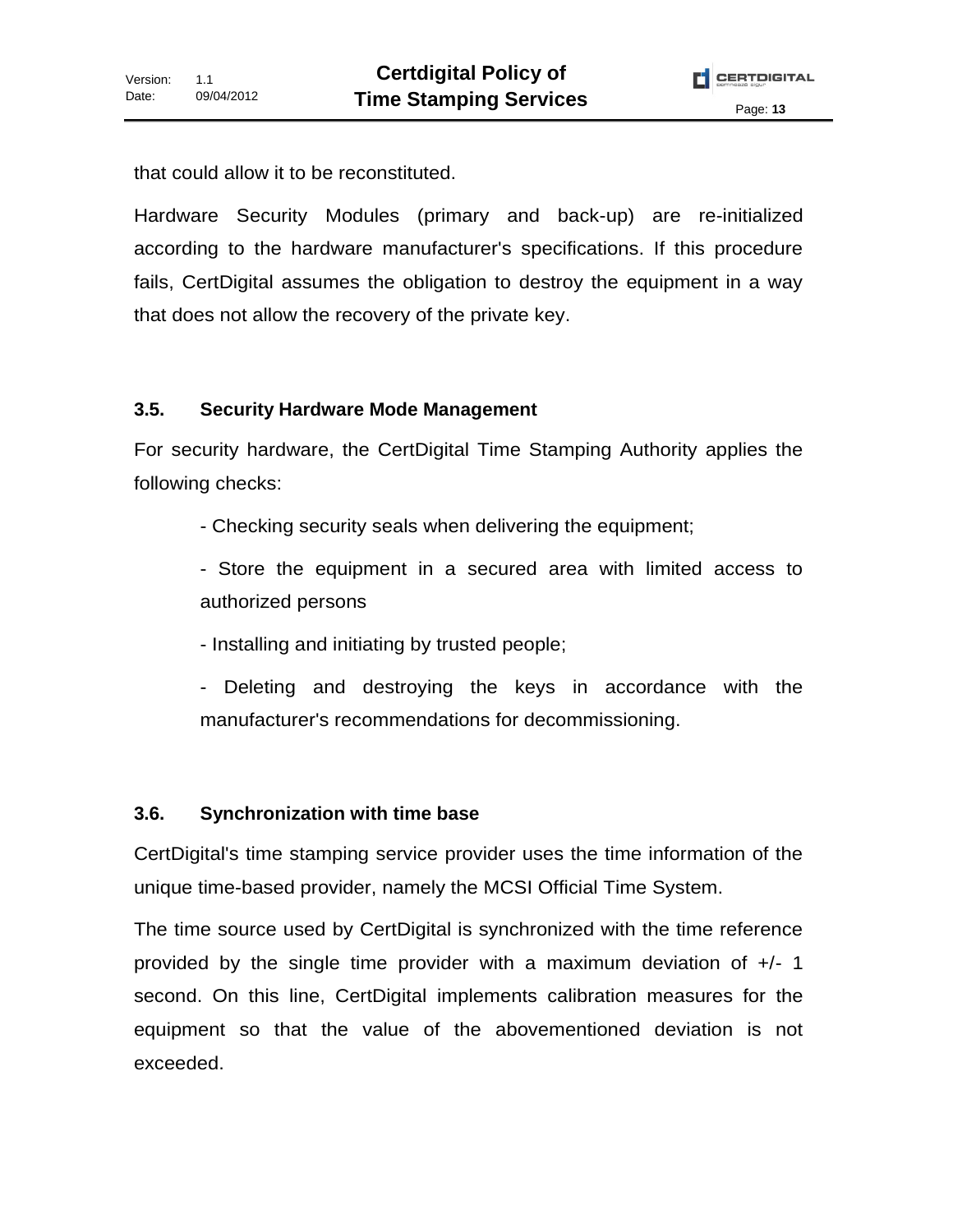that could allow it to be reconstituted.

Hardware Security Modules (primary and back-up) are re-initialized according to the hardware manufacturer's specifications. If this procedure fails, CertDigital assumes the obligation to destroy the equipment in a way that does not allow the recovery of the private key.

### 3.5. Security Hardware Mode Management

For security hardware, the CertDigital Time Stamping Authority applies the following checks:

- Checking security seals when delivering the equipment;
- Store the equipment in a secured area with limited access to authorized persons
- Installing and initiating by trusted people;
- Deleting and destroying the keys in accordance with the manufacturer's recommendations for decommissioning.

### 3.6. Synchronization with time base

CertDigital's time stamping service provider uses the time information of the unique time-based provider, namely the MCSI Official Time System.

The time source used by CertDigital is synchronized with the time reference provided by the single time provider with a maximum deviation of +/- 1 second. On this line, CertDigital implements calibration measures for the equipment so that the value of the abovementioned deviation is not exceeded.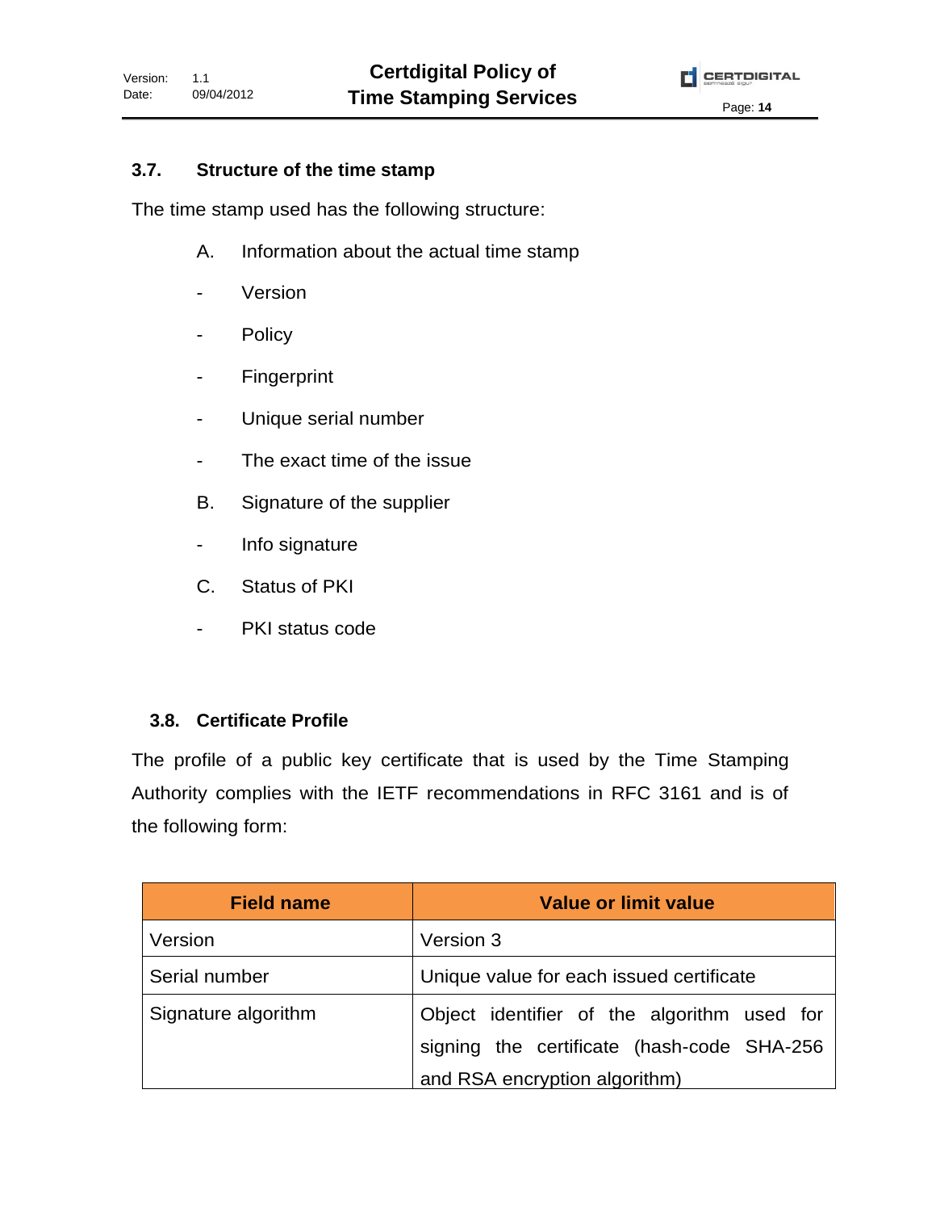### 3.7. Structure of the time stamp

The time stamp used has the following structure:

A. Information about the actual time stamp

- Version
- Policy
- Fingerprint
- Unique serial number
- The exact time of the issue

B. Signature of the supplier

- Info signature

C. Status of PKI

- PKI status code

### 3.8. Certificate Profile

The profile of a public key certificate that is used by the Time Stamping Authority complies with the IETF recommendations in RFC 3161 and is of the following form:

| Field name | Value or limit value |
|---|---|
| Version | Version 3 |
| Serial number | Unique value for each issued certificate |
| Signature algorithm | Object identifier of the algorithm used for signing the certificate (hash-code SHA-256 and RSA encryption algorithm) |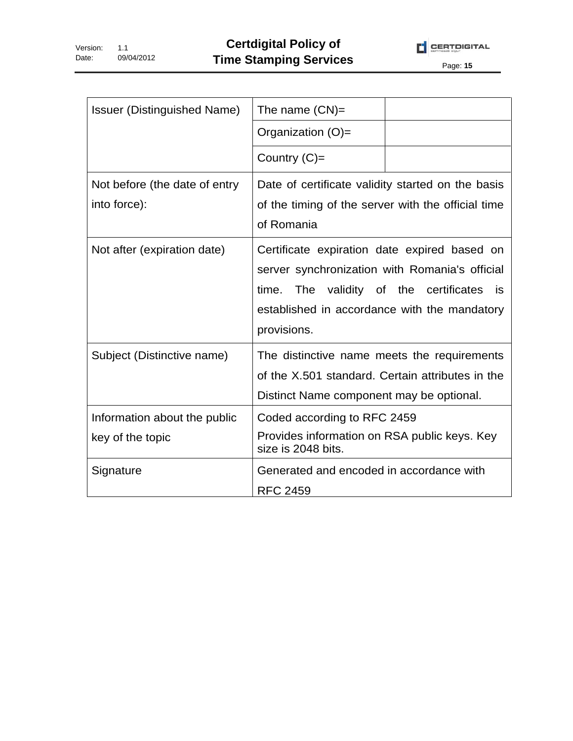| | | |
|---|---|---|
| Issuer (Distinguished Name) | The name (CN)= | |
| | Organization (O)= | |
| | Country (C)= | |
| Not before (the date of entry into force): | Date of certificate validity started on the basis of the timing of the server with the official time of Romania | |
| Not after (expiration date) | Certificate expiration date expired based on server synchronization with Romania's official time. The validity of the certificates is established in accordance with the mandatory provisions. | |
| Subject (Distinctive name) | The distinctive name meets the requirements of the X.501 standard. Certain attributes in the Distinct Name component may be optional. | |
| Information about the public key of the topic | Coded according to RFC 2459<br>Provides information on RSA public keys. Key size is 2048 bits. | |
| Signature | Generated and encoded in accordance with RFC 2459 | |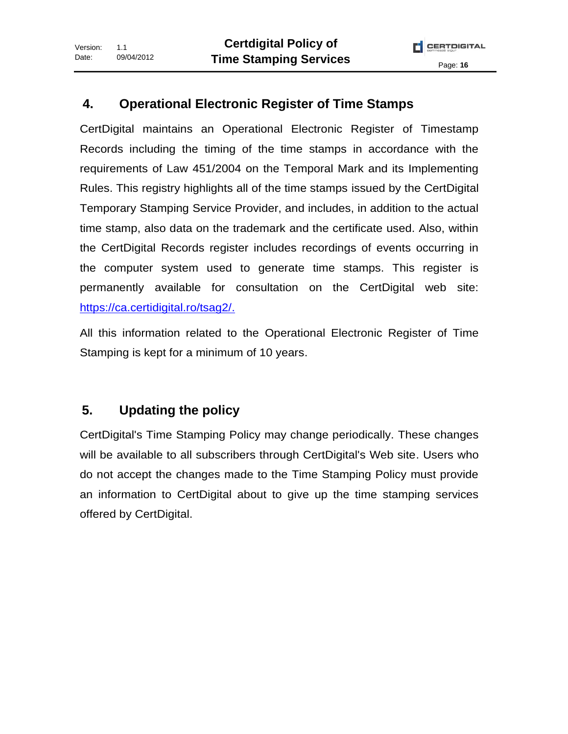## 4. Operational Electronic Register of Time Stamps

CertDigital maintains an Operational Electronic Register of Timestamp Records including the timing of the time stamps in accordance with the requirements of Law 451/2004 on the Temporal Mark and its Implementing Rules. This registry highlights all of the time stamps issued by the CertDigital Temporary Stamping Service Provider, and includes, in addition to the actual time stamp, also data on the trademark and the certificate used. Also, within the CertDigital Records register includes recordings of events occurring in the computer system used to generate time stamps. This register is permanently available for consultation on the CertDigital web site: https://ca.certidigital.ro/tsag2/.

All this information related to the Operational Electronic Register of Time Stamping is kept for a minimum of 10 years.

## 5. Updating the policy

CertDigital's Time Stamping Policy may change periodically. These changes will be available to all subscribers through CertDigital's Web site. Users who do not accept the changes made to the Time Stamping Policy must provide an information to CertDigital about to give up the time stamping services offered by CertDigital.